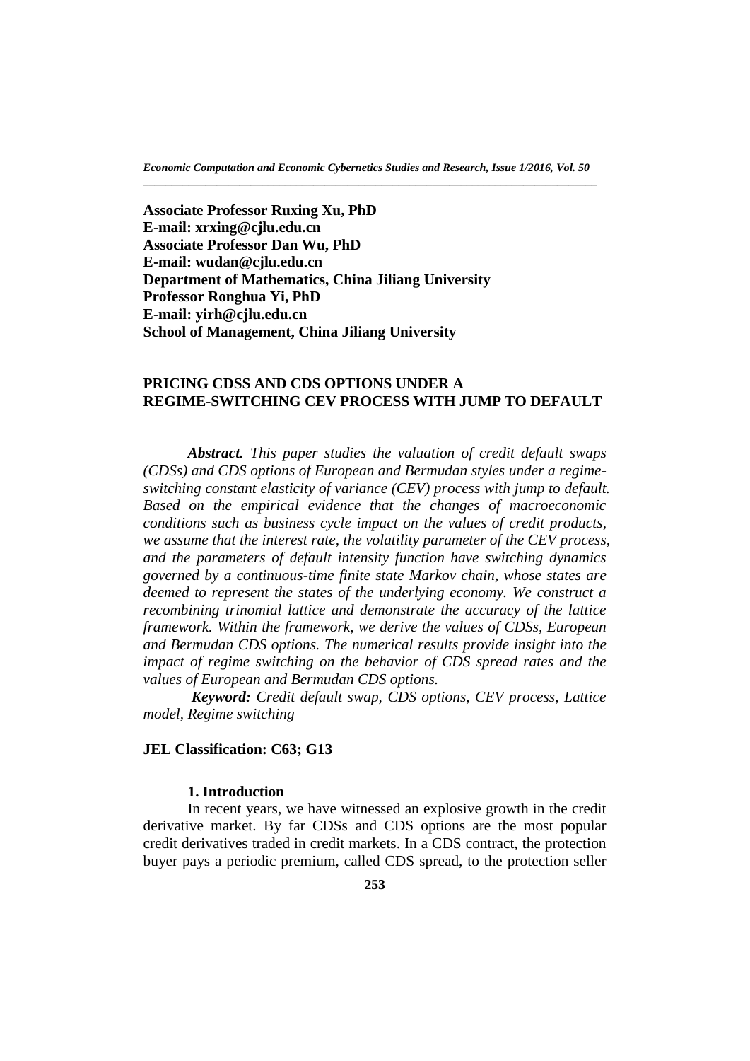**Associate Professor Ruxing Xu, PhD**
**E-mail: xrxing@cjlu.edu.cn**
**Associate Professor Dan Wu, PhD**
**E-mail: wudan@cjlu.edu.cn**
**Department of Mathematics, China Jiliang University**
**Professor Ronghua Yi, PhD**
**E-mail: yirh@cjlu.edu.cn**
**School of Management, China Jiliang University**

# PRICING CDSS AND CDS OPTIONS UNDER A REGIME-SWITCHING CEV PROCESS WITH JUMP TO DEFAULT

***Abstract.*** *This paper studies the valuation of credit default swaps (CDSs) and CDS options of European and Bermudan styles under a regime-switching constant elasticity of variance (CEV) process with jump to default. Based on the empirical evidence that the changes of macroeconomic conditions such as business cycle impact on the values of credit products, we assume that the interest rate, the volatility parameter of the CEV process, and the parameters of default intensity function have switching dynamics governed by a continuous-time finite state Markov chain, whose states are deemed to represent the states of the underlying economy. We construct a recombining trinomial lattice and demonstrate the accuracy of the lattice framework. Within the framework, we derive the values of CDSs, European and Bermudan CDS options. The numerical results provide insight into the impact of regime switching on the behavior of CDS spread rates and the values of European and Bermudan CDS options.*

***Keyword:*** *Credit default swap, CDS options, CEV process, Lattice model, Regime switching*

**JEL Classification: C63; G13**

## 1. Introduction

In recent years, we have witnessed an explosive growth in the credit derivative market. By far CDSs and CDS options are the most popular credit derivatives traded in credit markets. In a CDS contract, the protection buyer pays a periodic premium, called CDS spread, to the protection seller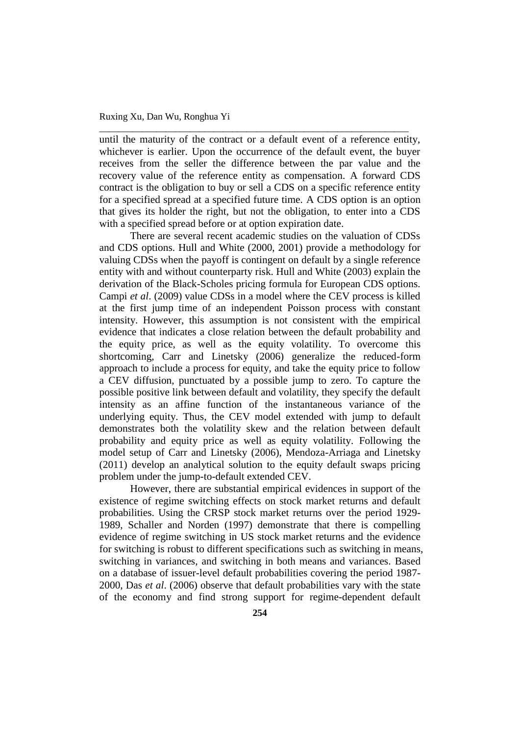until the maturity of the contract or a default event of a reference entity, whichever is earlier. Upon the occurrence of the default event, the buyer receives from the seller the difference between the par value and the recovery value of the reference entity as compensation. A forward CDS contract is the obligation to buy or sell a CDS on a specific reference entity for a specified spread at a specified future time. A CDS option is an option that gives its holder the right, but not the obligation, to enter into a CDS with a specified spread before or at option expiration date.

There are several recent academic studies on the valuation of CDSs and CDS options. Hull and White (2000, 2001) provide a methodology for valuing CDSs when the payoff is contingent on default by a single reference entity with and without counterparty risk. Hull and White (2003) explain the derivation of the Black-Scholes pricing formula for European CDS options. Campi *et al*. (2009) value CDSs in a model where the CEV process is killed at the first jump time of an independent Poisson process with constant intensity. However, this assumption is not consistent with the empirical evidence that indicates a close relation between the default probability and the equity price, as well as the equity volatility. To overcome this shortcoming, Carr and Linetsky (2006) generalize the reduced-form approach to include a process for equity, and take the equity price to follow a CEV diffusion, punctuated by a possible jump to zero. To capture the possible positive link between default and volatility, they specify the default intensity as an affine function of the instantaneous variance of the underlying equity. Thus, the CEV model extended with jump to default demonstrates both the volatility skew and the relation between default probability and equity price as well as equity volatility. Following the model setup of Carr and Linetsky (2006), Mendoza-Arriaga and Linetsky (2011) develop an analytical solution to the equity default swaps pricing problem under the jump-to-default extended CEV.

However, there are substantial empirical evidences in support of the existence of regime switching effects on stock market returns and default probabilities. Using the CRSP stock market returns over the period 1929-1989, Schaller and Norden (1997) demonstrate that there is compelling evidence of regime switching in US stock market returns and the evidence for switching is robust to different specifications such as switching in means, switching in variances, and switching in both means and variances. Based on a database of issuer-level default probabilities covering the period 1987-2000, Das *et al*. (2006) observe that default probabilities vary with the state of the economy and find strong support for regime-dependent default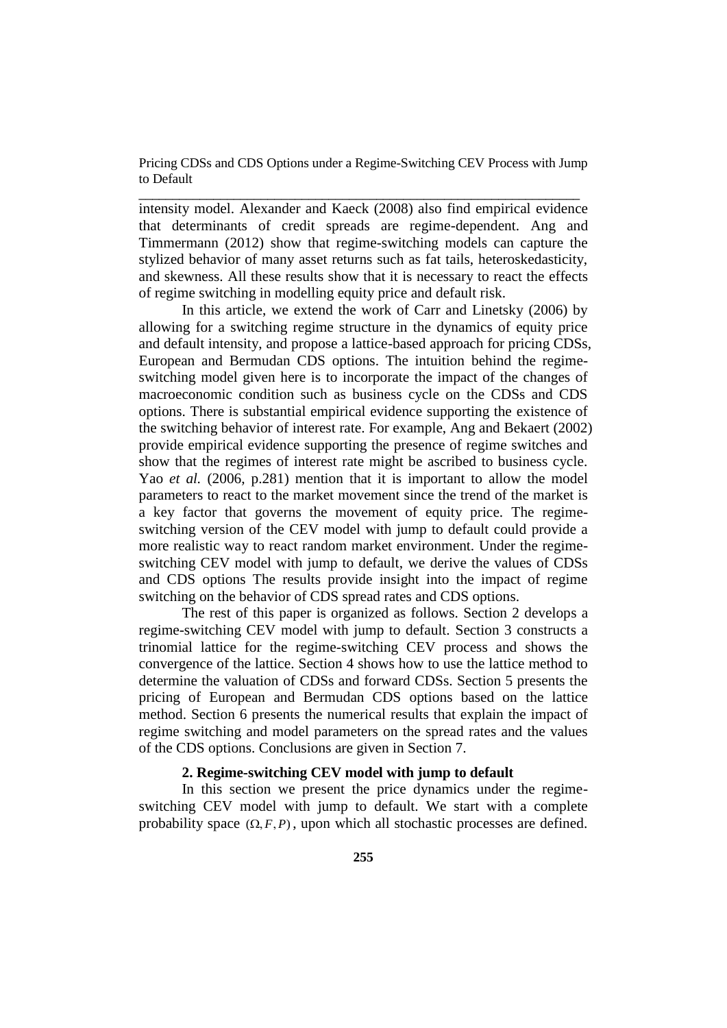intensity model. Alexander and Kaeck (2008) also find empirical evidence that determinants of credit spreads are regime-dependent. Ang and Timmermann (2012) show that regime-switching models can capture the stylized behavior of many asset returns such as fat tails, heteroskedasticity, and skewness. All these results show that it is necessary to react the effects of regime switching in modelling equity price and default risk.

In this article, we extend the work of Carr and Linetsky (2006) by allowing for a switching regime structure in the dynamics of equity price and default intensity, and propose a lattice-based approach for pricing CDSs, European and Bermudan CDS options. The intuition behind the regime-switching model given here is to incorporate the impact of the changes of macroeconomic condition such as business cycle on the CDSs and CDS options. There is substantial empirical evidence supporting the existence of the switching behavior of interest rate. For example, Ang and Bekaert (2002) provide empirical evidence supporting the presence of regime switches and show that the regimes of interest rate might be ascribed to business cycle. Yao *et al.* (2006, p.281) mention that it is important to allow the model parameters to react to the market movement since the trend of the market is a key factor that governs the movement of equity price. The regime-switching version of the CEV model with jump to default could provide a more realistic way to react random market environment. Under the regime-switching CEV model with jump to default, we derive the values of CDSs and CDS options The results provide insight into the impact of regime switching on the behavior of CDS spread rates and CDS options.

The rest of this paper is organized as follows. Section 2 develops a regime-switching CEV model with jump to default. Section 3 constructs a trinomial lattice for the regime-switching CEV process and shows the convergence of the lattice. Section 4 shows how to use the lattice method to determine the valuation of CDSs and forward CDSs. Section 5 presents the pricing of European and Bermudan CDS options based on the lattice method. Section 6 presents the numerical results that explain the impact of regime switching and model parameters on the spread rates and the values of the CDS options. Conclusions are given in Section 7.

## 2. Regime-switching CEV model with jump to default

In this section we present the price dynamics under the regime-switching CEV model with jump to default. We start with a complete probability space $(\Omega, F, P)$, upon which all stochastic processes are defined.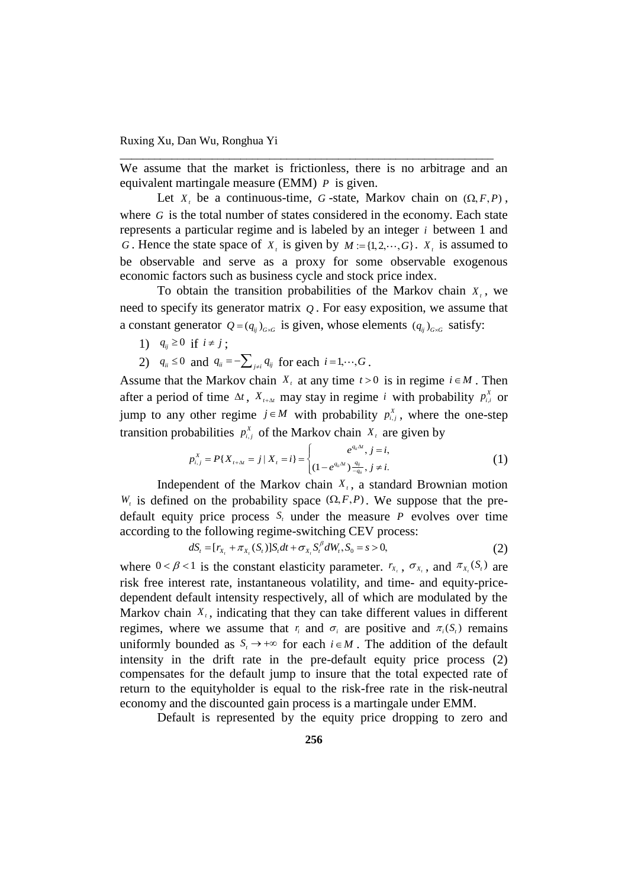We assume that the market is frictionless, there is no arbitrage and an equivalent martingale measure (EMM) $P$ is given.

Let $X_t$ be a continuous-time, $G$-state, Markov chain on $(\Omega, F, P)$, where $G$ is the total number of states considered in the economy. Each state represents a particular regime and is labeled by an integer $i$ between 1 and $G$. Hence the state space of $X_t$ is given by $M := \{1, 2, \cdots, G\}$. $X_t$ is assumed to be observable and serve as a proxy for some observable exogenous economic factors such as business cycle and stock price index.

To obtain the transition probabilities of the Markov chain $X_t$, we need to specify its generator matrix $Q$. For easy exposition, we assume that a constant generator $Q = (q_{ij})_{G\times G}$ is given, whose elements $(q_{ij})_{G\times G}$ satisfy:

1) $q_{ij} \geq 0$ if $i \neq j$;
2) $q_{ii} \leq 0$ and $q_{ii} = -\sum_{j\neq i} q_{ij}$ for each $i = 1, \cdots, G$.

Assume that the Markov chain $X_t$ at any time $t > 0$ is in regime $i \in M$. Then after a period of time $\Delta t$, $X_{t+\Delta t}$ may stay in regime $i$ with probability $p_{i,i}^X$ or jump to any other regime $j \in M$ with probability $p_{i,j}^X$, where the one-step transition probabilities $p_{i,j}^X$ of the Markov chain $X_t$ are given by

$$p_{i,j}^X = P\{X_{t+\Delta t} = j \mid X_t = i\} = \begin{cases} e^{q_{ii}\Delta t}, & j = i, \\ (1 - e^{q_{ii}\Delta t})\frac{q_{ij}}{-q_{ii}}, & j \neq i. \end{cases} \tag{1}$$

Independent of the Markov chain $X_t$, a standard Brownian motion $W_t$ is defined on the probability space $(\Omega, F, P)$. We suppose that the pre-default equity price process $S_t$ under the measure $P$ evolves over time according to the following regime-switching CEV process:

$$dS_t = [r_{X_t} + \pi_{X_t}(S_t)]S_t dt + \sigma_{X_t} S_t^{\beta} dW_t, S_0 = s > 0, \tag{2}$$

where $0 < \beta < 1$ is the constant elasticity parameter. $r_{X_t}$, $\sigma_{X_t}$, and $\pi_{X_t}(S_t)$ are risk free interest rate, instantaneous volatility, and time- and equity-price-dependent default intensity respectively, all of which are modulated by the Markov chain $X_t$, indicating that they can take different values in different regimes, where we assume that $r_i$ and $\sigma_i$ are positive and $\pi_i(S_t)$ remains uniformly bounded as $S_t \to +\infty$ for each $i \in M$. The addition of the default intensity in the drift rate in the pre-default equity price process (2) compensates for the default jump to insure that the total expected rate of return to the equityholder is equal to the risk-free rate in the risk-neutral economy and the discounted gain process is a martingale under EMM.

Default is represented by the equity price dropping to zero and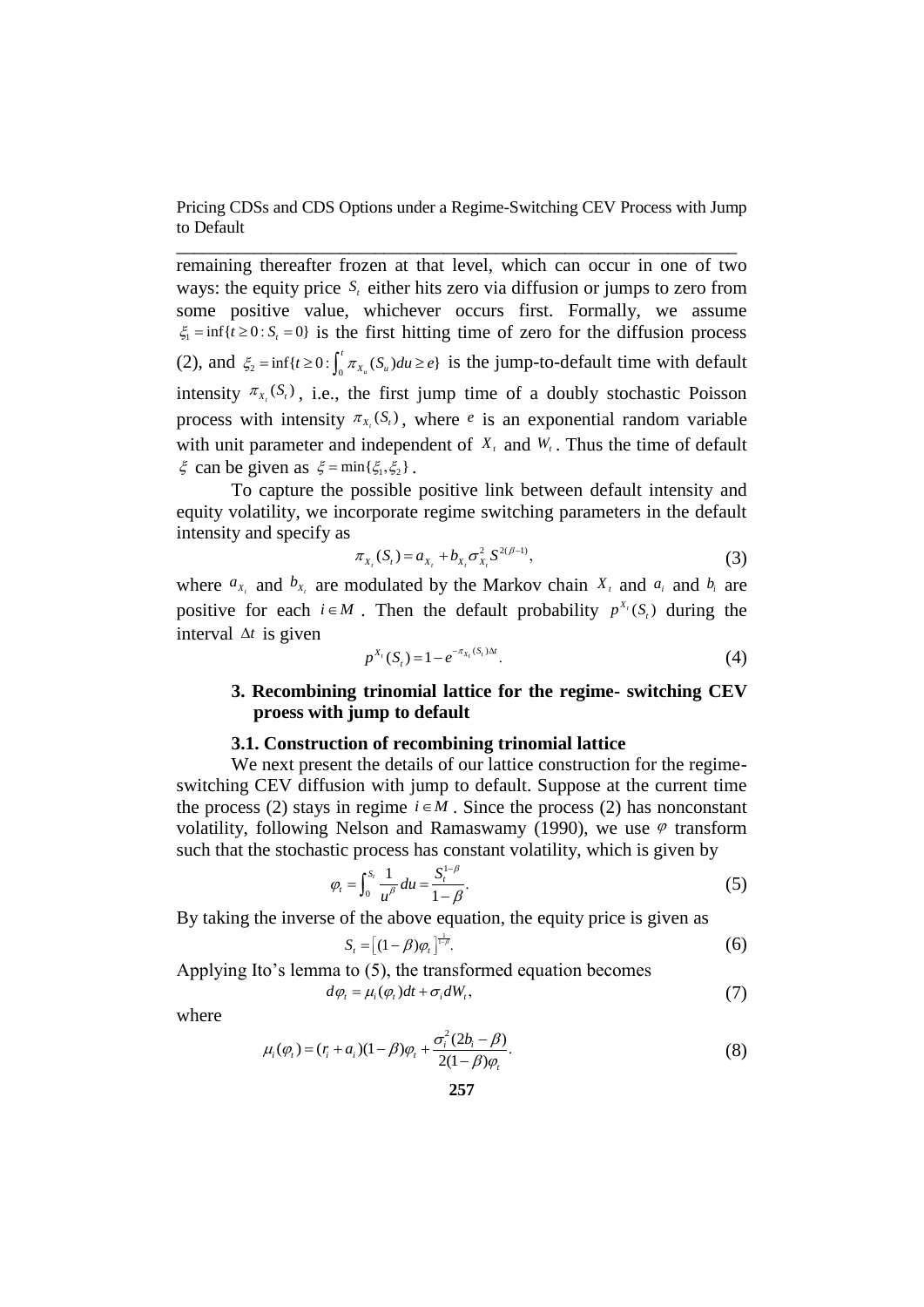remaining thereafter frozen at that level, which can occur in one of two ways: the equity price $S_t$ either hits zero via diffusion or jumps to zero from some positive value, whichever occurs first. Formally, we assume $\xi_1 = \inf\{t \geq 0 : S_t = 0\}$ is the first hitting time of zero for the diffusion process (2), and $\xi_2 = \inf\{t \geq 0 : \int_0^t \pi_{X_u}(S_u)du \geq e\}$ is the jump-to-default time with default intensity $\pi_{X_t}(S_t)$, i.e., the first jump time of a doubly stochastic Poisson process with intensity $\pi_{X_t}(S_t)$, where $e$ is an exponential random variable with unit parameter and independent of $X_t$ and $W_t$. Thus the time of default $\xi$ can be given as $\xi = \min\{\xi_1, \xi_2\}$.

To capture the possible positive link between default intensity and equity volatility, we incorporate regime switching parameters in the default intensity and specify as

$$\pi_{X_t}(S_t) = a_{X_t} + b_{X_t}\sigma_{X_t}^2 S^{2(\beta-1)}, \tag{3}$$

where $a_{X_t}$ and $b_{X_t}$ are modulated by the Markov chain $X_t$ and $a_i$ and $b_i$ are positive for each $i \in M$. Then the default probability $p^{X_t}(S_t)$ during the interval $\Delta t$ is given

$$p^{X_t}(S_t) = 1 - e^{-\pi_{X_t}(S_t)\Delta t}. \tag{4}$$

### 3. Recombining trinomial lattice for the regime- switching CEV proess with jump to default

#### 3.1. Construction of recombining trinomial lattice

We next present the details of our lattice construction for the regime-switching CEV diffusion with jump to default. Suppose at the current time the process (2) stays in regime $i \in M$. Since the process (2) has nonconstant volatility, following Nelson and Ramaswamy (1990), we use $\varphi$ transform such that the stochastic process has constant volatility, which is given by

$$\varphi_t = \int_0^{S_t} \frac{1}{u^\beta} du = \frac{S_t^{1-\beta}}{1-\beta}. \tag{5}$$

By taking the inverse of the above equation, the equity price is given as

$$S_t = \left[(1-\beta)\varphi_t\right]^{\frac{1}{1-\beta}}. \tag{6}$$

Applying Ito's lemma to (5), the transformed equation becomes

$$d\varphi_t = \mu_i(\varphi_t)dt + \sigma_i dW_t, \tag{7}$$

where

$$\mu_i(\varphi_t) = (r_i + a_i)(1-\beta)\varphi_t + \frac{\sigma_i^2(2b_i - \beta)}{2(1-\beta)\varphi_t}. \tag{8}$$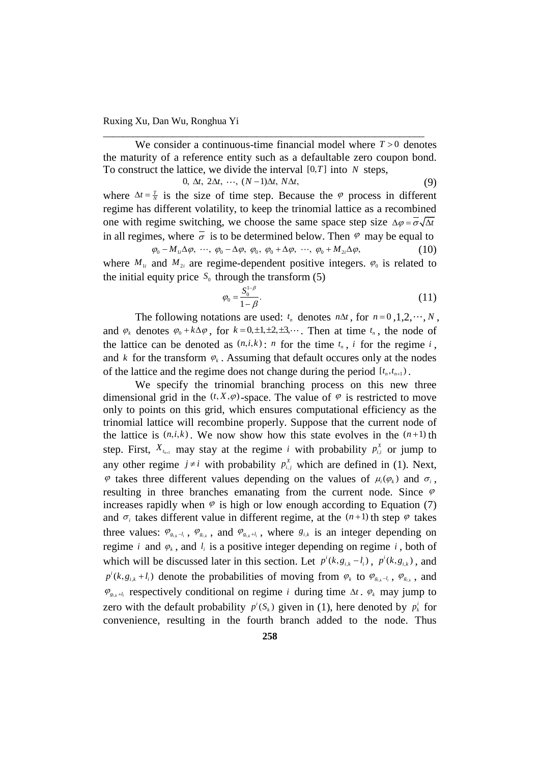We consider a continuous-time financial model where $T > 0$ denotes the maturity of a reference entity such as a defaultable zero coupon bond. To construct the lattice, we divide the interval $[0, T]$ into $N$ steps,

$$0,\ \Delta t,\ 2\Delta t,\ \cdots,\ (N-1)\Delta t,\ N\Delta t, \tag{9}$$

where $\Delta t = \frac{T}{N}$ is the size of time step. Because the $\varphi$ process in different regime has different volatility, to keep the trinomial lattice as a recombined one with regime switching, we choose the same space step size $\Delta\varphi = \bar{\sigma}\sqrt{\Delta t}$ in all regimes, where $\bar{\sigma}$ is to be determined below. Then $\varphi$ may be equal to

$$\varphi_0 - M_{1i}\Delta\varphi,\ \cdots,\ \varphi_0 - \Delta\varphi,\ \varphi_0,\ \varphi_0 + \Delta\varphi,\ \cdots,\ \varphi_0 + M_{2i}\Delta\varphi, \tag{10}$$

where $M_{1i}$ and $M_{2i}$ are regime-dependent positive integers. $\varphi_0$ is related to the initial equity price $S_0$ through the transform (5)

$$\varphi_0 = \frac{S_0^{1-\beta}}{1-\beta}. \tag{11}$$

The following notations are used: $t_n$ denotes $n\Delta t$, for $n = 0, 1, 2, \cdots, N$, and $\varphi_k$ denotes $\varphi_0 + k\Delta\varphi$, for $k = 0, \pm1, \pm2, \pm3, \cdots$. Then at time $t_n$, the node of the lattice can be denoted as $(n, i, k)$: $n$ for the time $t_n$, $i$ for the regime $i$, and $k$ for the transform $\varphi_k$. Assuming that default occures only at the nodes of the lattice and the regime does not change during the period $[t_n, t_{n+1})$.

We specify the trinomial branching process on this new three dimensional grid in the $(t, X, \varphi)$-space. The value of $\varphi$ is restricted to move only to points on this grid, which ensures computational efficiency as the trinomial lattice will recombine properly. Suppose that the current node of the lattice is $(n, i, k)$. We now show how this state evolves in the $(n+1)$th step. First, $X_{t_{n+1}}$ may stay at the regime $i$ with probability $p_{i,i}^X$ or jump to any other regime $j \neq i$ with probability $p_{i,j}^X$ which are defined in (1). Next, $\varphi$ takes three different values depending on the values of $\mu_i(\varphi_k)$ and $\sigma_i$, resulting in three branches emanating from the current node. Since $\varphi$ increases rapidly when $\varphi$ is high or low enough according to Equation (7) and $\sigma_i$ takes different value in different regime, at the $(n+1)$th step $\varphi$ takes three values: $\varphi_{g_{i,k}-l_i}$, $\varphi_{g_{i,k}}$, and $\varphi_{g_{i,k}+l_i}$, where $g_{i,k}$ is an integer depending on regime $i$ and $\varphi_k$, and $l_i$ is a positive integer depending on regime $i$, both of which will be discussed later in this section. Let $p^i(k, g_{i,k} - l_i)$, $p^i(k, g_{i,k})$, and $p^i(k, g_{i,k} + l_i)$ denote the probabilities of moving from $\varphi_k$ to $\varphi_{g_{i,k}-l_i}$, $\varphi_{g_{i,k}}$, and $\varphi_{g_{i,k}+l_i}$ respectively conditional on regime $i$ during time $\Delta t$. $\varphi_k$ may jump to zero with the default probability $p^i(S_k)$ given in (1), here denoted by $p_k^i$ for convenience, resulting in the fourth branch added to the node. Thus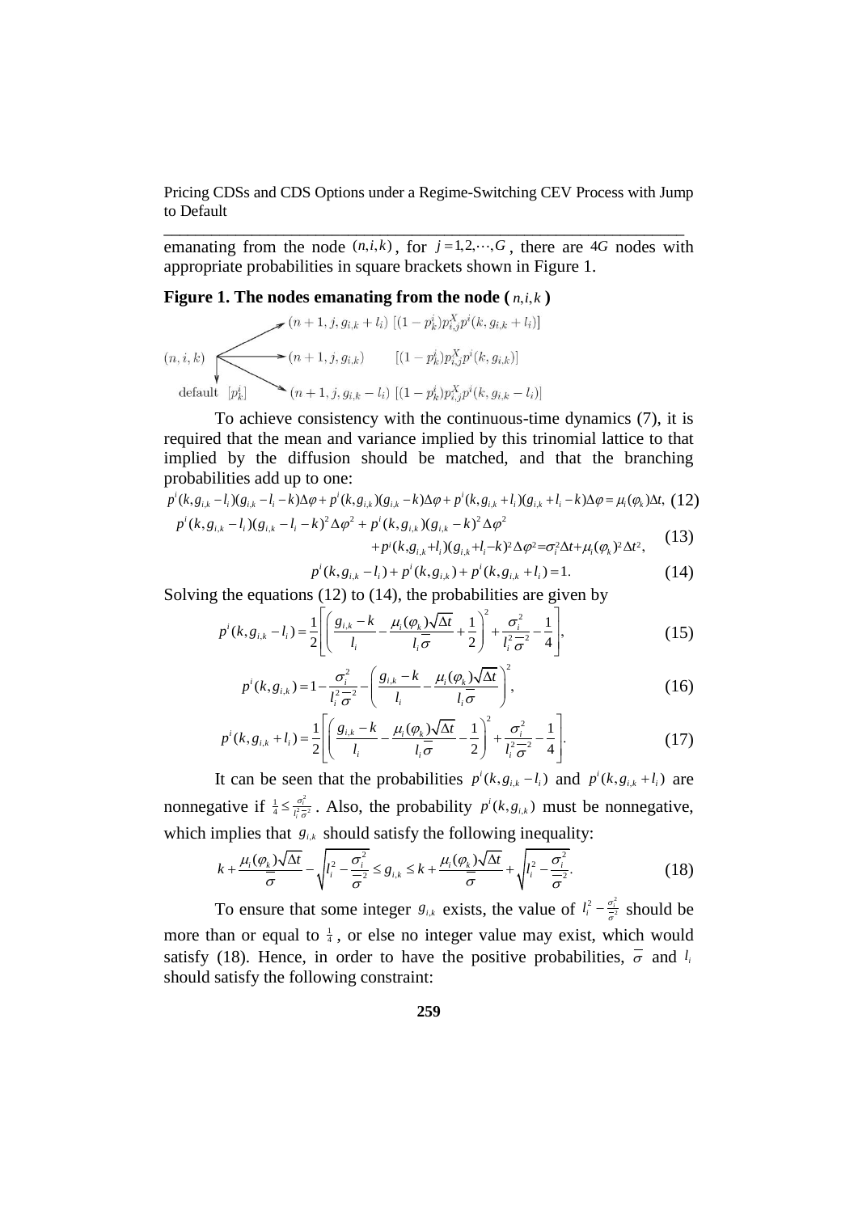emanating from the node $(n,i,k)$, for $j=1,2,\cdots,G$, there are $4G$ nodes with appropriate probabilities in square brackets shown in Figure 1.

**Figure 1. The nodes emanating from the node ( $n,i,k$ )**

$$
\begin{array}{lll}
 & (n+1, j, g_{i,k}+l_i) & [(1-p_k^i)p_{i,j}^X p^i(k, g_{i,k}+l_i)] \\
(n,i,k) & (n+1, j, g_{i,k}) & [(1-p_k^i)p_{i,j}^X p^i(k, g_{i,k})] \\
\text{default } [p_k^i] & (n+1, j, g_{i,k}-l_i) & [(1-p_k^i)p_{i,j}^X p^i(k, g_{i,k}-l_i)]
\end{array}
$$

To achieve consistency with the continuous-time dynamics (7), it is required that the mean and variance implied by this trinomial lattice to that implied by the diffusion should be matched, and that the branching probabilities add up to one:

$$p^i(k,g_{i,k}-l_i)(g_{i,k}-l_i-k)\Delta\varphi + p^i(k,g_{i,k})(g_{i,k}-k)\Delta\varphi + p^i(k,g_{i,k}+l_i)(g_{i,k}+l_i-k)\Delta\varphi = \mu_i(\varphi_k)\Delta t, \tag{12}$$

$$p^i(k,g_{i,k}-l_i)(g_{i,k}-l_i-k)^2\Delta\varphi^2 + p^i(k,g_{i,k})(g_{i,k}-k)^2\Delta\varphi^2 + p^i(k,g_{i,k}+l_i)(g_{i,k}+l_i-k)^2\Delta\varphi^2 = \sigma_i^2\Delta t + \mu_i(\varphi_k)^2\Delta t^2, \tag{13}$$

$$p^i(k,g_{i,k}-l_i) + p^i(k,g_{i,k}) + p^i(k,g_{i,k}+l_i) = 1. \tag{14}$$

Solving the equations (12) to (14), the probabilities are given by

$$p^i(k,g_{i,k}-l_i) = \frac{1}{2}\left[\left(\frac{g_{i,k}-k}{l_i} - \frac{\mu_i(\varphi_k)\sqrt{\Delta t}}{l_i\bar{\sigma}} + \frac{1}{2}\right)^2 + \frac{\sigma_i^2}{l_i^2\bar{\sigma}^2} - \frac{1}{4}\right], \tag{15}$$

$$p^i(k,g_{i,k}) = 1 - \frac{\sigma_i^2}{l_i^2\bar{\sigma}^2} - \left(\frac{g_{i,k}-k}{l_i} - \frac{\mu_i(\varphi_k)\sqrt{\Delta t}}{l_i\bar{\sigma}}\right)^2, \tag{16}$$

$$p^i(k,g_{i,k}+l_i) = \frac{1}{2}\left[\left(\frac{g_{i,k}-k}{l_i} - \frac{\mu_i(\varphi_k)\sqrt{\Delta t}}{l_i\bar{\sigma}} - \frac{1}{2}\right)^2 + \frac{\sigma_i^2}{l_i^2\bar{\sigma}^2} - \frac{1}{4}\right]. \tag{17}$$

It can be seen that the probabilities $p^i(k,g_{i,k}-l_i)$ and $p^i(k,g_{i,k}+l_i)$ are nonnegative if $\frac{1}{4} \le \frac{\sigma_i^2}{l_i^2\bar{\sigma}^2}$. Also, the probability $p^i(k,g_{i,k})$ must be nonnegative, which implies that $g_{i,k}$ should satisfy the following inequality:

$$k + \frac{\mu_i(\varphi_k)\sqrt{\Delta t}}{\bar{\sigma}} - \sqrt{l_i^2 - \frac{\sigma_i^2}{\bar{\sigma}^2}} \le g_{i,k} \le k + \frac{\mu_i(\varphi_k)\sqrt{\Delta t}}{\bar{\sigma}} + \sqrt{l_i^2 - \frac{\sigma_i^2}{\bar{\sigma}^2}}. \tag{18}$$

To ensure that some integer $g_{i,k}$ exists, the value of $l_i^2 - \frac{\sigma_i^2}{\bar{\sigma}^2}$ should be more than or equal to $\frac{1}{4}$, or else no integer value may exist, which would satisfy (18). Hence, in order to have the positive probabilities, $\bar{\sigma}$ and $l_i$ should satisfy the following constraint: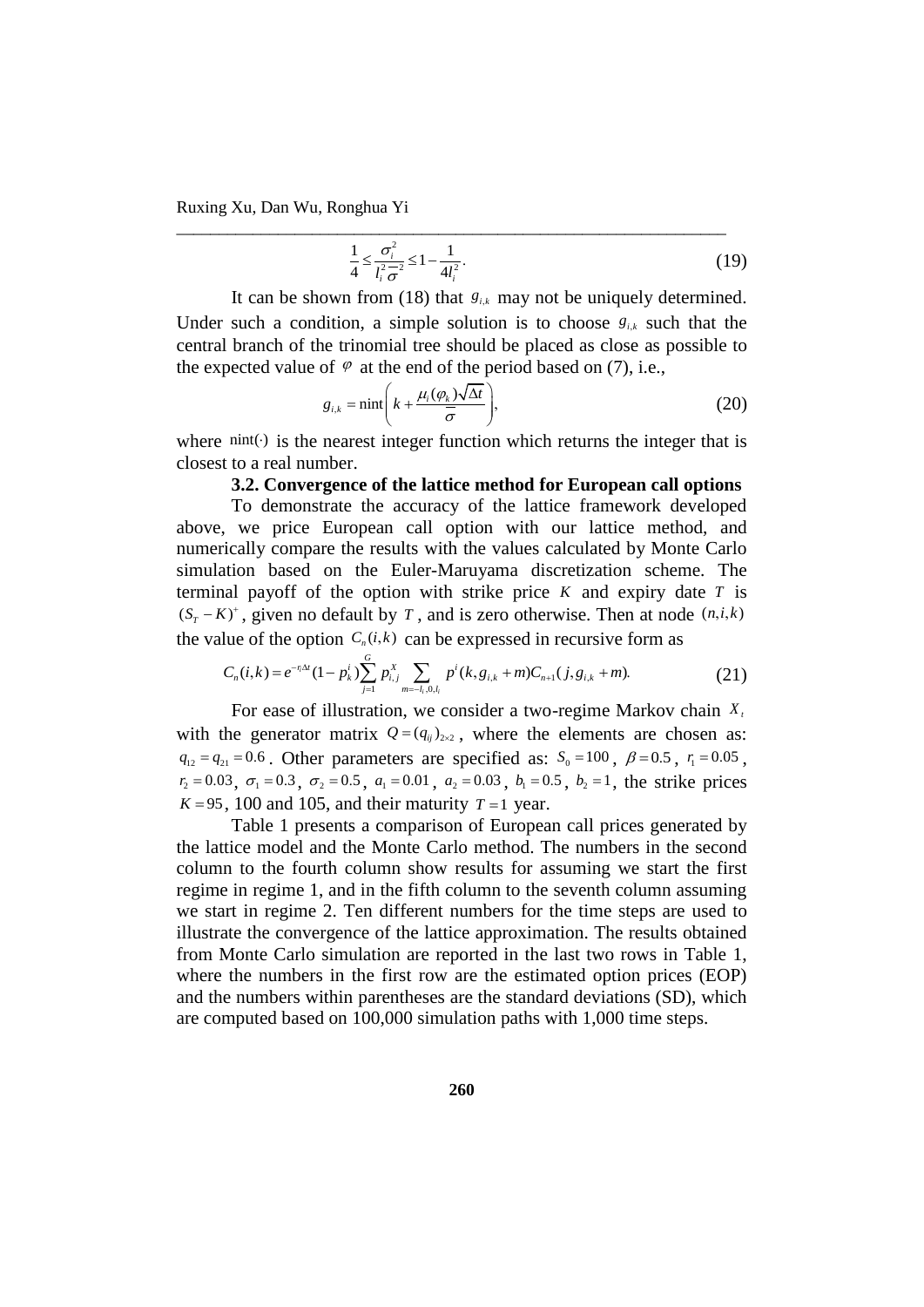$$\frac{1}{4} \leq \frac{\sigma_i^2}{l_i^2 \bar{\sigma}^2} \leq 1 - \frac{1}{4 l_i^2}. \tag{19}$$

It can be shown from (18) that $g_{i,k}$ may not be uniquely determined. Under such a condition, a simple solution is to choose $g_{i,k}$ such that the central branch of the trinomial tree should be placed as close as possible to the expected value of $\varphi$ at the end of the period based on (7), i.e.,

$$g_{i,k} = \text{nint}\left( k + \frac{\mu_i(\varphi_k)\sqrt{\Delta t}}{\bar{\sigma}} \right), \tag{20}$$

where $\text{nint}(\cdot)$ is the nearest integer function which returns the integer that is closest to a real number.

### 3.2. Convergence of the lattice method for European call options

To demonstrate the accuracy of the lattice framework developed above, we price European call option with our lattice method, and numerically compare the results with the values calculated by Monte Carlo simulation based on the Euler-Maruyama discretization scheme. The terminal payoff of the option with strike price $K$ and expiry date $T$ is $(S_T - K)^+$, given no default by $T$, and is zero otherwise. Then at node $(n,i,k)$ the value of the option $C_n(i,k)$ can be expressed in recursive form as

$$C_n(i,k) = e^{-r_i \Delta t}(1 - p_k^i) \sum_{j=1}^{G} p_{i,j}^X \sum_{m=-l_i,0,l_i} p^i(k, g_{i,k}+m) C_{n+1}(j, g_{i,k}+m). \tag{21}$$

For ease of illustration, we consider a two-regime Markov chain $X_t$ with the generator matrix $Q = (q_{ij})_{2\times 2}$, where the elements are chosen as: $q_{12} = q_{21} = 0.6$. Other parameters are specified as: $S_0 = 100$, $\beta = 0.5$, $r_1 = 0.05$, $r_2 = 0.03$, $\sigma_1 = 0.3$, $\sigma_2 = 0.5$, $a_1 = 0.01$, $a_2 = 0.03$, $b_1 = 0.5$, $b_2 = 1$, the strike prices $K = 95$, 100 and 105, and their maturity $T = 1$ year.

Table 1 presents a comparison of European call prices generated by the lattice model and the Monte Carlo method. The numbers in the second column to the fourth column show results for assuming we start the first regime in regime 1, and in the fifth column to the seventh column assuming we start in regime 2. Ten different numbers for the time steps are used to illustrate the convergence of the lattice approximation. The results obtained from Monte Carlo simulation are reported in the last two rows in Table 1, where the numbers in the first row are the estimated option prices (EOP) and the numbers within parentheses are the standard deviations (SD), which are computed based on 100,000 simulation paths with 1,000 time steps.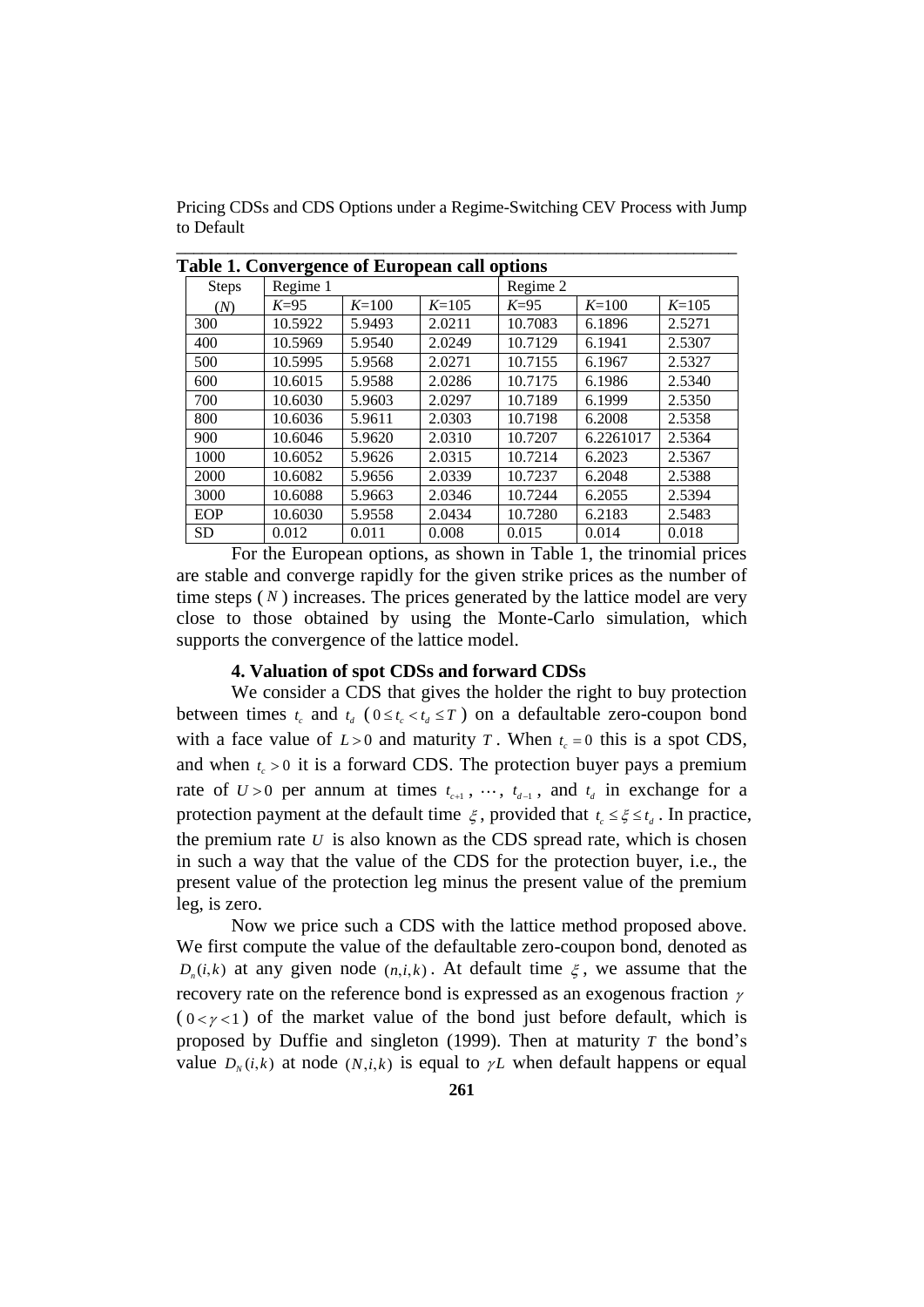**Table 1. Convergence of European call options**

| Steps | Regime 1 | | | Regime 2 | | |
|---|---|---|---|---|---|---|
| (*N*) | *K*=95 | *K*=100 | *K*=105 | *K*=95 | *K*=100 | *K*=105 |
| 300 | 10.5922 | 5.9493 | 2.0211 | 10.7083 | 6.1896 | 2.5271 |
| 400 | 10.5969 | 5.9540 | 2.0249 | 10.7129 | 6.1941 | 2.5307 |
| 500 | 10.5995 | 5.9568 | 2.0271 | 10.7155 | 6.1967 | 2.5327 |
| 600 | 10.6015 | 5.9588 | 2.0286 | 10.7175 | 6.1986 | 2.5340 |
| 700 | 10.6030 | 5.9603 | 2.0297 | 10.7189 | 6.1999 | 2.5350 |
| 800 | 10.6036 | 5.9611 | 2.0303 | 10.7198 | 6.2008 | 2.5358 |
| 900 | 10.6046 | 5.9620 | 2.0310 | 10.7207 | 6.2261017 | 2.5364 |
| 1000 | 10.6052 | 5.9626 | 2.0315 | 10.7214 | 6.2023 | 2.5367 |
| 2000 | 10.6082 | 5.9656 | 2.0339 | 10.7237 | 6.2048 | 2.5388 |
| 3000 | 10.6088 | 5.9663 | 2.0346 | 10.7244 | 6.2055 | 2.5394 |
| EOP | 10.6030 | 5.9558 | 2.0434 | 10.7280 | 6.2183 | 2.5483 |
| SD | 0.012 | 0.011 | 0.008 | 0.015 | 0.014 | 0.018 |

For the European options, as shown in Table 1, the trinomial prices are stable and converge rapidly for the given strike prices as the number of time steps ($N$) increases. The prices generated by the lattice model are very close to those obtained by using the Monte-Carlo simulation, which supports the convergence of the lattice model.

### 4. Valuation of spot CDSs and forward CDSs

We consider a CDS that gives the holder the right to buy protection between times $t_c$ and $t_d$ ($0 \le t_c < t_d \le T$) on a defaultable zero-coupon bond with a face value of $L > 0$ and maturity $T$. When $t_c = 0$ this is a spot CDS, and when $t_c > 0$ it is a forward CDS. The protection buyer pays a premium rate of $U > 0$ per annum at times $t_{c+1}$, $\cdots$, $t_{d-1}$, and $t_d$ in exchange for a protection payment at the default time $\xi$, provided that $t_c \le \xi \le t_d$. In practice, the premium rate $U$ is also known as the CDS spread rate, which is chosen in such a way that the value of the CDS for the protection buyer, i.e., the present value of the protection leg minus the present value of the premium leg, is zero.

Now we price such a CDS with the lattice method proposed above. We first compute the value of the defaultable zero-coupon bond, denoted as $D_n(i,k)$ at any given node $(n,i,k)$. At default time $\xi$, we assume that the recovery rate on the reference bond is expressed as an exogenous fraction $\gamma$ ($0 < \gamma < 1$) of the market value of the bond just before default, which is proposed by Duffie and singleton (1999). Then at maturity $T$ the bond's value $D_N(i,k)$ at node $(N,i,k)$ is equal to $\gamma L$ when default happens or equal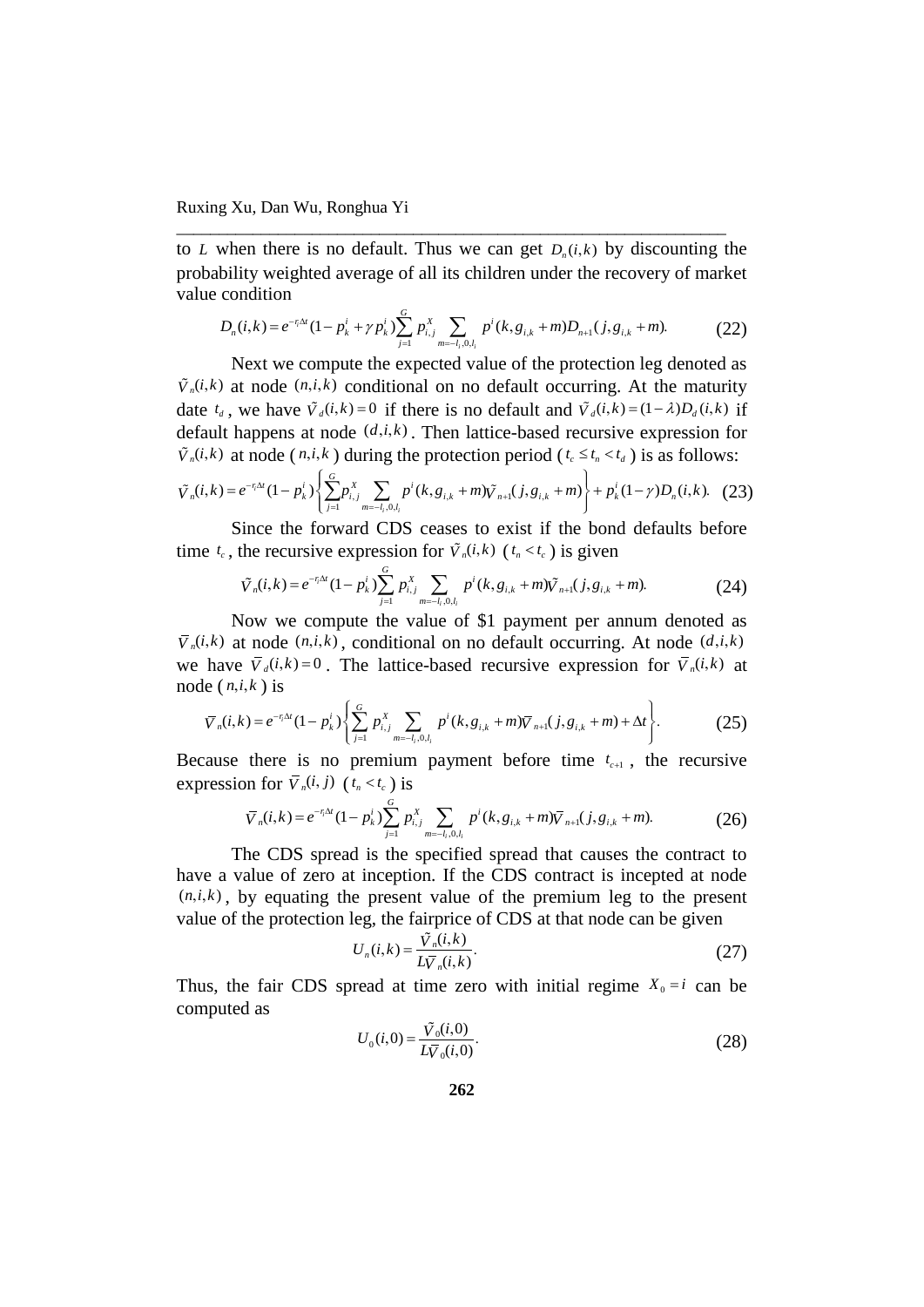to $L$ when there is no default. Thus we can get $D_n(i,k)$ by discounting the probability weighted average of all its children under the recovery of market value condition

$$D_n(i,k) = e^{-r_i\Delta t}(1 - p_k^i + \gamma p_k^i)\sum_{j=1}^{G} p_{i,j}^X \sum_{m=-l_i,0,l_i} p^i(k, g_{i,k}+m) D_{n+1}(j, g_{i,k}+m). \tag{22}$$

Next we compute the expected value of the protection leg denoted as $\tilde{V}_n(i,k)$ at node $(n,i,k)$ conditional on no default occurring. At the maturity date $t_d$, we have $\tilde{V}_d(i,k) = 0$ if there is no default and $\tilde{V}_d(i,k) = (1-\lambda)D_d(i,k)$ if default happens at node $(d,i,k)$. Then lattice-based recursive expression for $\tilde{V}_n(i,k)$ at node $(n,i,k)$ during the protection period ($t_c \le t_n < t_d$) is as follows:

$$\tilde{V}_n(i,k) = e^{-r_i\Delta t}(1 - p_k^i)\left\{\sum_{j=1}^{G} p_{i,j}^X \sum_{m=-l_i,0,l_i} p^i(k, g_{i,k}+m)\tilde{V}_{n+1}(j, g_{i,k}+m)\right\} + p_k^i(1-\gamma)D_n(i,k). \tag{23}$$

Since the forward CDS ceases to exist if the bond defaults before time $t_c$, the recursive expression for $\tilde{V}_n(i,k)$ ($t_n < t_c$) is given

$$\tilde{V}_n(i,k) = e^{-r_i\Delta t}(1 - p_k^i)\sum_{j=1}^{G} p_{i,j}^X \sum_{m=-l_i,0,l_i} p^i(k, g_{i,k}+m)\tilde{V}_{n+1}(j, g_{i,k}+m). \tag{24}$$

Now we compute the value of \$1 payment per annum denoted as $\bar{V}_n(i,k)$ at node $(n,i,k)$, conditional on no default occurring. At node $(d,i,k)$ we have $\bar{V}_d(i,k) = 0$. The lattice-based recursive expression for $\bar{V}_n(i,k)$ at node $(n,i,k)$ is

$$\bar{V}_n(i,k) = e^{-r_i\Delta t}(1 - p_k^i)\left\{\sum_{j=1}^{G} p_{i,j}^X \sum_{m=-l_i,0,l_i} p^i(k, g_{i,k}+m)\bar{V}_{n+1}(j, g_{i,k}+m) + \Delta t\right\}. \tag{25}$$

Because there is no premium payment before time $t_{c+1}$, the recursive expression for $\bar{V}_n(i,j)$ ($t_n < t_c$) is

$$\bar{V}_n(i,k) = e^{-r_i\Delta t}(1 - p_k^i)\sum_{j=1}^{G} p_{i,j}^X \sum_{m=-l_i,0,l_i} p^i(k, g_{i,k}+m)\bar{V}_{n+1}(j, g_{i,k}+m). \tag{26}$$

The CDS spread is the specified spread that causes the contract to have a value of zero at inception. If the CDS contract is incepted at node $(n,i,k)$, by equating the present value of the premium leg to the present value of the protection leg, the fairprice of CDS at that node can be given

$$U_n(i,k) = \frac{\tilde{V}_n(i,k)}{L\bar{V}_n(i,k)}. \tag{27}$$

Thus, the fair CDS spread at time zero with initial regime $X_0 = i$ can be computed as

$$U_0(i,0) = \frac{\tilde{V}_0(i,0)}{L\bar{V}_0(i,0)}. \tag{28}$$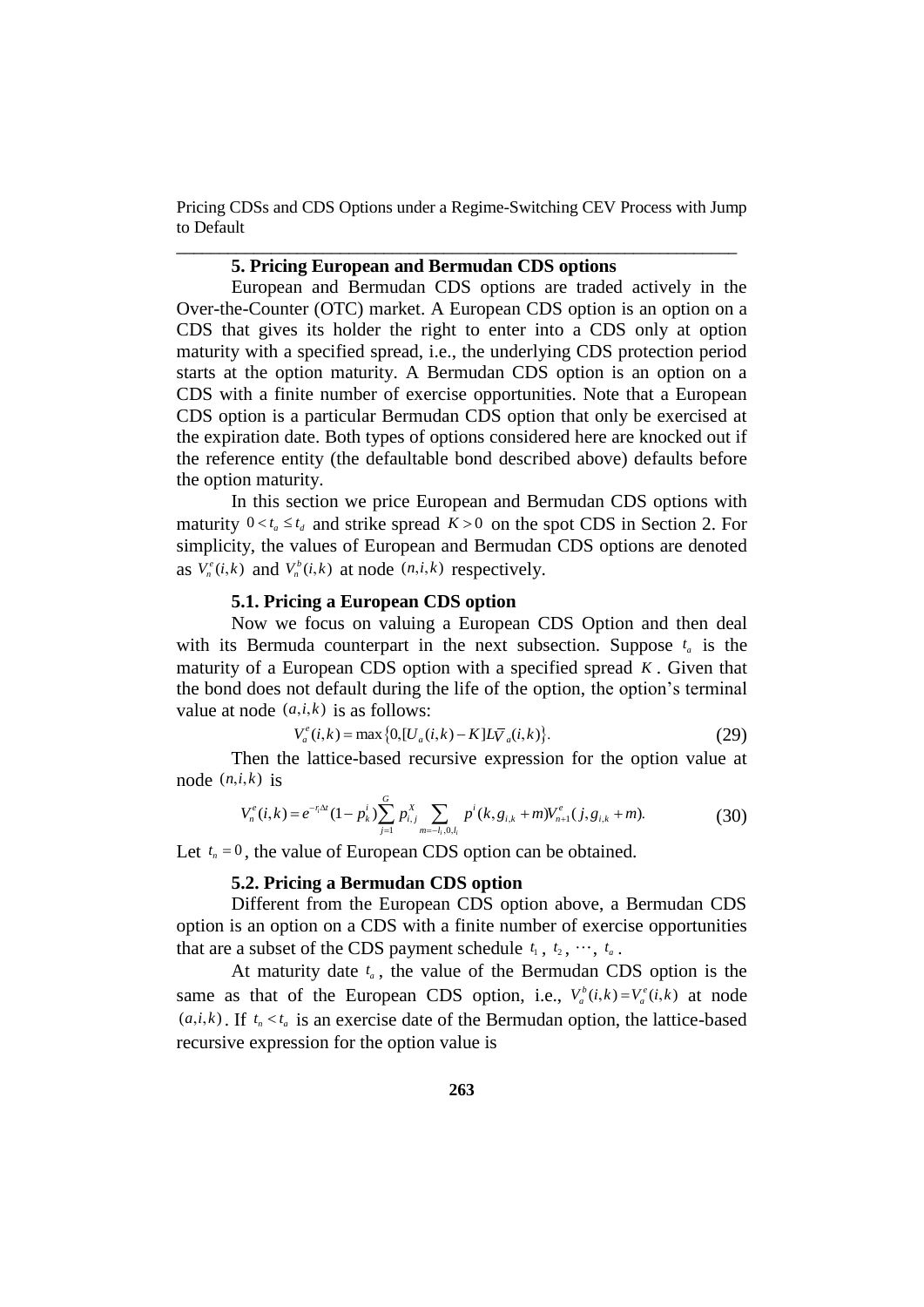## 5. Pricing European and Bermudan CDS options

European and Bermudan CDS options are traded actively in the Over-the-Counter (OTC) market. A European CDS option is an option on a CDS that gives its holder the right to enter into a CDS only at option maturity with a specified spread, i.e., the underlying CDS protection period starts at the option maturity. A Bermudan CDS option is an option on a CDS with a finite number of exercise opportunities. Note that a European CDS option is a particular Bermudan CDS option that only be exercised at the expiration date. Both types of options considered here are knocked out if the reference entity (the defaultable bond described above) defaults before the option maturity.

In this section we price European and Bermudan CDS options with maturity $0 < t_a \le t_d$ and strike spread $K > 0$ on the spot CDS in Section 2. For simplicity, the values of European and Bermudan CDS options are denoted as $V_n^e(i,k)$ and $V_n^b(i,k)$ at node $(n,i,k)$ respectively.

### 5.1. Pricing a European CDS option

Now we focus on valuing a European CDS Option and then deal with its Bermuda counterpart in the next subsection. Suppose $t_a$ is the maturity of a European CDS option with a specified spread $K$. Given that the bond does not default during the life of the option, the option's terminal value at node $(a,i,k)$ is as follows:

$$V_a^e(i,k) = \max\{0, [U_a(i,k) - K] L\overline{V}_a(i,k)\}. \tag{29}$$

Then the lattice-based recursive expression for the option value at node $(n,i,k)$ is

$$V_n^e(i,k) = e^{-r_i \Delta t}(1 - p_k^i) \sum_{j=1}^{G} p_{i,j}^X \sum_{m=-l_i,0,l_i} p^i(k, g_{i,k} + m) V_{n+1}^e(j, g_{i,k} + m). \tag{30}$$

Let $t_n = 0$, the value of European CDS option can be obtained.

### 5.2. Pricing a Bermudan CDS option

Different from the European CDS option above, a Bermudan CDS option is an option on a CDS with a finite number of exercise opportunities that are a subset of the CDS payment schedule $t_1$, $t_2$, $\cdots$, $t_a$.

At maturity date $t_a$, the value of the Bermudan CDS option is the same as that of the European CDS option, i.e., $V_a^b(i,k) = V_a^e(i,k)$ at node $(a,i,k)$. If $t_n < t_a$ is an exercise date of the Bermudan option, the lattice-based recursive expression for the option value is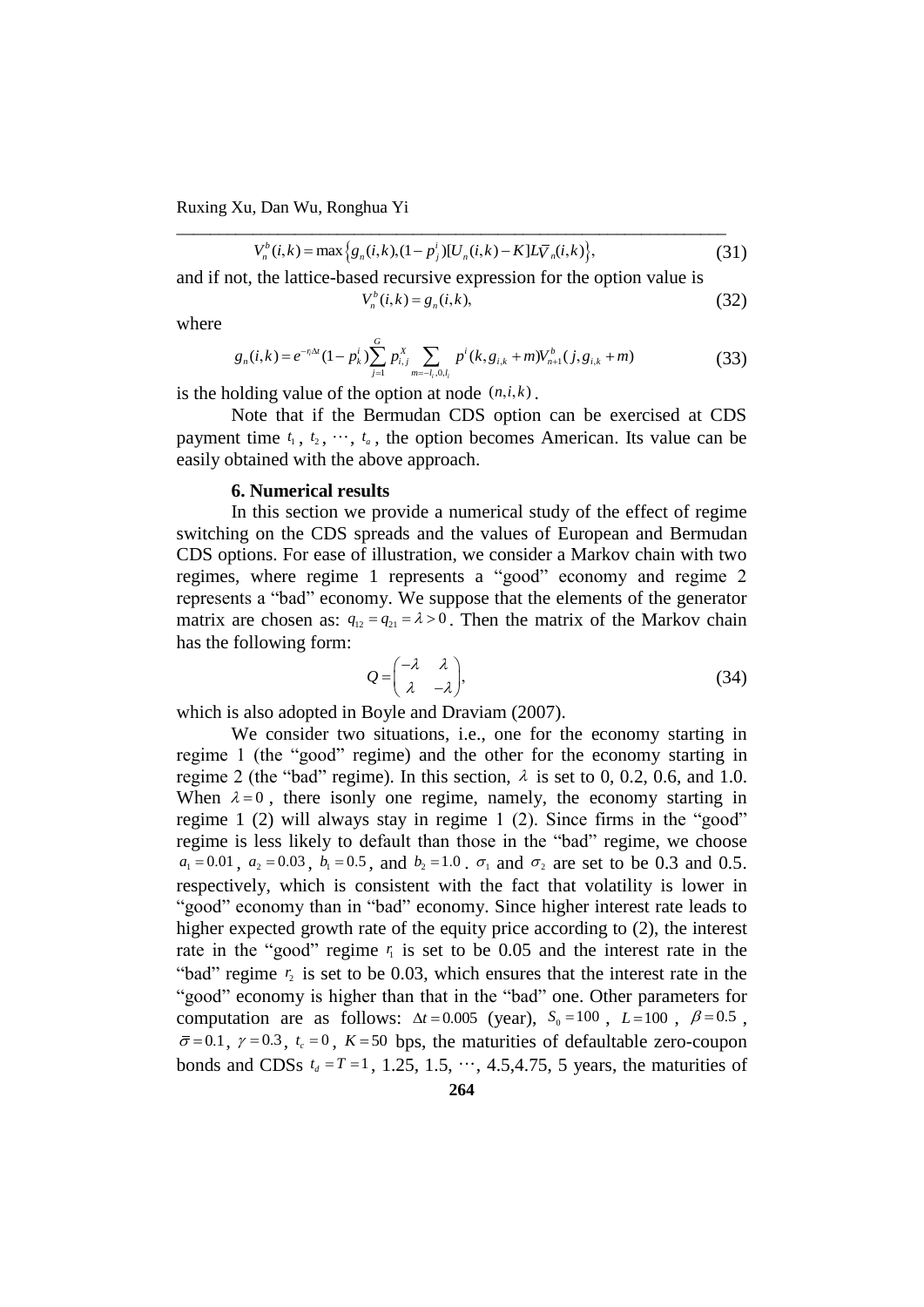$$V_n^b(i,k) = \max\left\{g_n(i,k), (1-p_j^i)[U_n(i,k)-K]L\overline{V}_n(i,k)\right\}, \tag{31}$$

and if not, the lattice-based recursive expression for the option value is

$$V_n^b(i,k) = g_n(i,k), \tag{32}$$

where

$$g_n(i,k) = e^{-r_i \Delta t}(1-p_k^i)\sum_{j=1}^{G} p_{i,j}^X \sum_{m=-l_i,0,l_i} p^i(k, g_{i,k}+m) V_{n+1}^b(j, g_{i,k}+m) \tag{33}$$

is the holding value of the option at node $(n,i,k)$.

Note that if the Bermudan CDS option can be exercised at CDS payment time $t_1$, $t_2$, $\cdots$, $t_a$, the option becomes American. Its value can be easily obtained with the above approach.

### 6. Numerical results

In this section we provide a numerical study of the effect of regime switching on the CDS spreads and the values of European and Bermudan CDS options. For ease of illustration, we consider a Markov chain with two regimes, where regime 1 represents a "good" economy and regime 2 represents a "bad" economy. We suppose that the elements of the generator matrix are chosen as: $q_{12} = q_{21} = \lambda > 0$. Then the matrix of the Markov chain has the following form:

$$Q = \begin{pmatrix} -\lambda & \lambda \\ \lambda & -\lambda \end{pmatrix}, \tag{34}$$

which is also adopted in Boyle and Draviam (2007).

We consider two situations, i.e., one for the economy starting in regime 1 (the "good" regime) and the other for the economy starting in regime 2 (the "bad" regime). In this section, $\lambda$ is set to 0, 0.2, 0.6, and 1.0. When $\lambda = 0$, there isonly one regime, namely, the economy starting in regime 1 (2) will always stay in regime 1 (2). Since firms in the "good" regime is less likely to default than those in the "bad" regime, we choose $a_1 = 0.01$, $a_2 = 0.03$, $b_1 = 0.5$, and $b_2 = 1.0$. $\sigma_1$ and $\sigma_2$ are set to be 0.3 and 0.5. respectively, which is consistent with the fact that volatility is lower in "good" economy than in "bad" economy. Since higher interest rate leads to higher expected growth rate of the equity price according to (2), the interest rate in the "good" regime $r_1$ is set to be 0.05 and the interest rate in the "bad" regime $r_2$ is set to be 0.03, which ensures that the interest rate in the "good" economy is higher than that in the "bad" one. Other parameters for computation are as follows: $\Delta t = 0.005$ (year), $S_0 = 100$, $L = 100$, $\beta = 0.5$, $\overline{\sigma} = 0.1$, $\gamma = 0.3$, $t_c = 0$, $K = 50$ bps, the maturities of defaultable zero-coupon bonds and CDSs $t_d = T = 1$, 1.25, 1.5, $\cdots$, 4.5,4.75, 5 years, the maturities of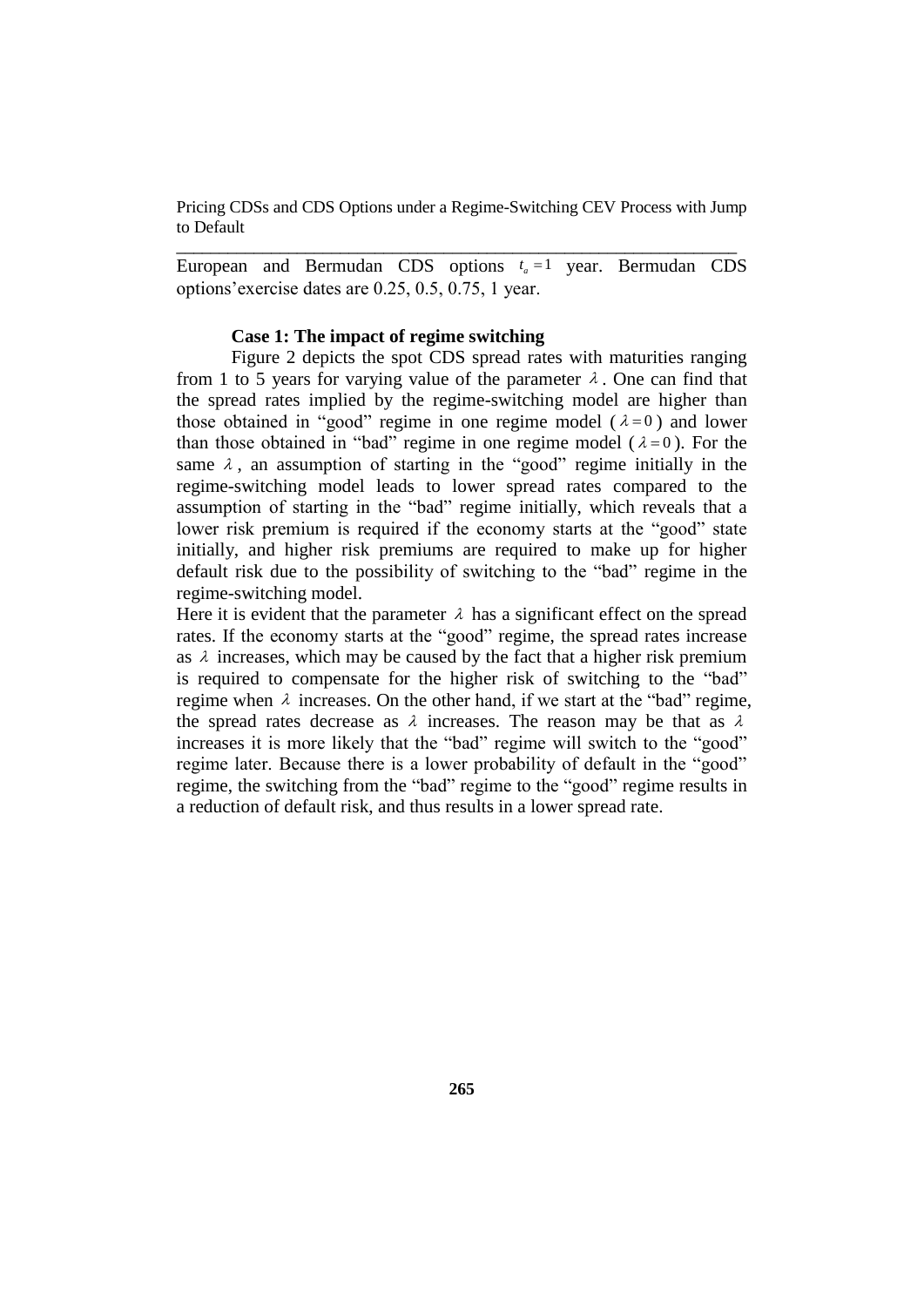European and Bermudan CDS options $t_a = 1$ year. Bermudan CDS options'exercise dates are 0.25, 0.5, 0.75, 1 year.

**Case 1: The impact of regime switching**

Figure 2 depicts the spot CDS spread rates with maturities ranging from 1 to 5 years for varying value of the parameter $\lambda$. One can find that the spread rates implied by the regime-switching model are higher than those obtained in "good" regime in one regime model ($\lambda = 0$) and lower than those obtained in "bad" regime in one regime model ($\lambda = 0$). For the same $\lambda$, an assumption of starting in the "good" regime initially in the regime-switching model leads to lower spread rates compared to the assumption of starting in the "bad" regime initially, which reveals that a lower risk premium is required if the economy starts at the "good" state initially, and higher risk premiums are required to make up for higher default risk due to the possibility of switching to the "bad" regime in the regime-switching model.

Here it is evident that the parameter $\lambda$ has a significant effect on the spread rates. If the economy starts at the "good" regime, the spread rates increase as $\lambda$ increases, which may be caused by the fact that a higher risk premium is required to compensate for the higher risk of switching to the "bad" regime when $\lambda$ increases. On the other hand, if we start at the "bad" regime, the spread rates decrease as $\lambda$ increases. The reason may be that as $\lambda$ increases it is more likely that the "bad" regime will switch to the "good" regime later. Because there is a lower probability of default in the "good" regime, the switching from the "bad" regime to the "good" regime results in a reduction of default risk, and thus results in a lower spread rate.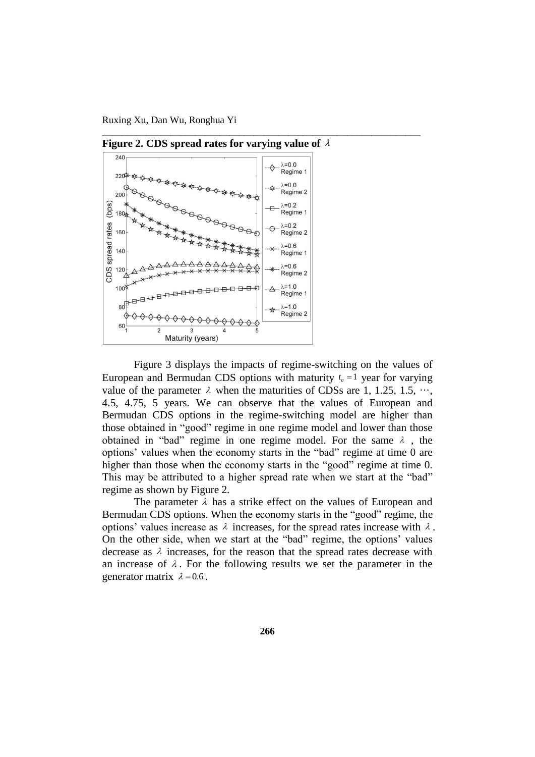**Figure 2. CDS spread rates for varying value of $\lambda$**

Figure 3 displays the impacts of regime-switching on the values of European and Bermudan CDS options with maturity $t_a = 1$ year for varying value of the parameter $\lambda$ when the maturities of CDSs are 1, 1.25, 1.5, ⋯, 4.5, 4.75, 5 years. We can observe that the values of European and Bermudan CDS options in the regime-switching model are higher than those obtained in "good" regime in one regime model and lower than those obtained in "bad" regime in one regime model. For the same $\lambda$, the options' values when the economy starts in the "bad" regime at time 0 are higher than those when the economy starts in the "good" regime at time 0. This may be attributed to a higher spread rate when we start at the "bad" regime as shown by Figure 2.

The parameter $\lambda$ has a strike effect on the values of European and Bermudan CDS options. When the economy starts in the "good" regime, the options' values increase as $\lambda$ increases, for the spread rates increase with $\lambda$. On the other side, when we start at the "bad" regime, the options' values decrease as $\lambda$ increases, for the reason that the spread rates decrease with an increase of $\lambda$. For the following results we set the parameter in the generator matrix $\lambda = 0.6$.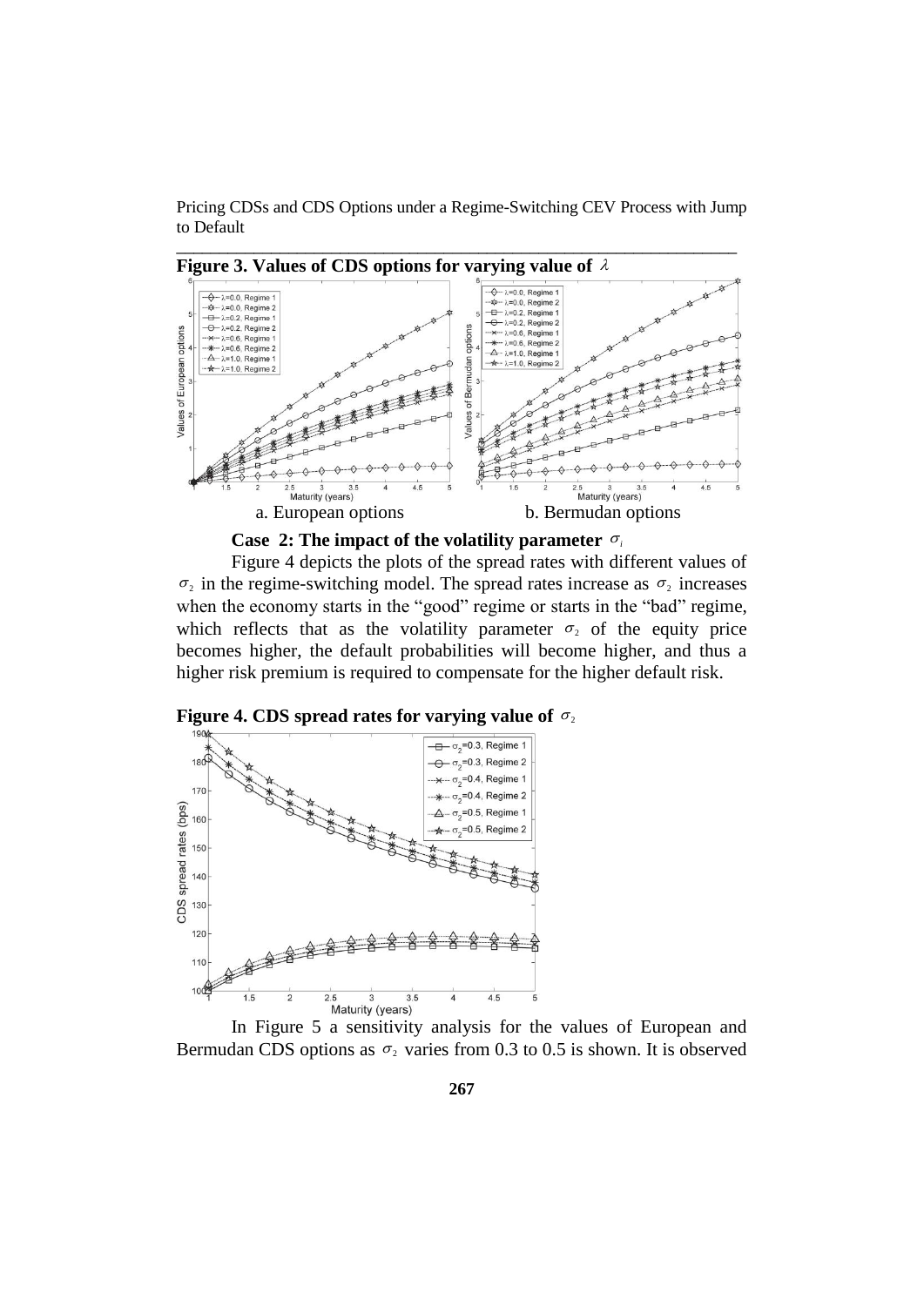**Figure 3. Values of CDS options for varying value of $\lambda$**

a. European options b. Bermudan options

**Case 2: The impact of the volatility parameter $\sigma_i$**

Figure 4 depicts the plots of the spread rates with different values of $\sigma_2$ in the regime-switching model. The spread rates increase as $\sigma_2$ increases when the economy starts in the "good" regime or starts in the "bad" regime, which reflects that as the volatility parameter $\sigma_2$ of the equity price becomes higher, the default probabilities will become higher, and thus a higher risk premium is required to compensate for the higher default risk.

**Figure 4. CDS spread rates for varying value of $\sigma_2$**

In Figure 5 a sensitivity analysis for the values of European and Bermudan CDS options as $\sigma_2$ varies from 0.3 to 0.5 is shown. It is observed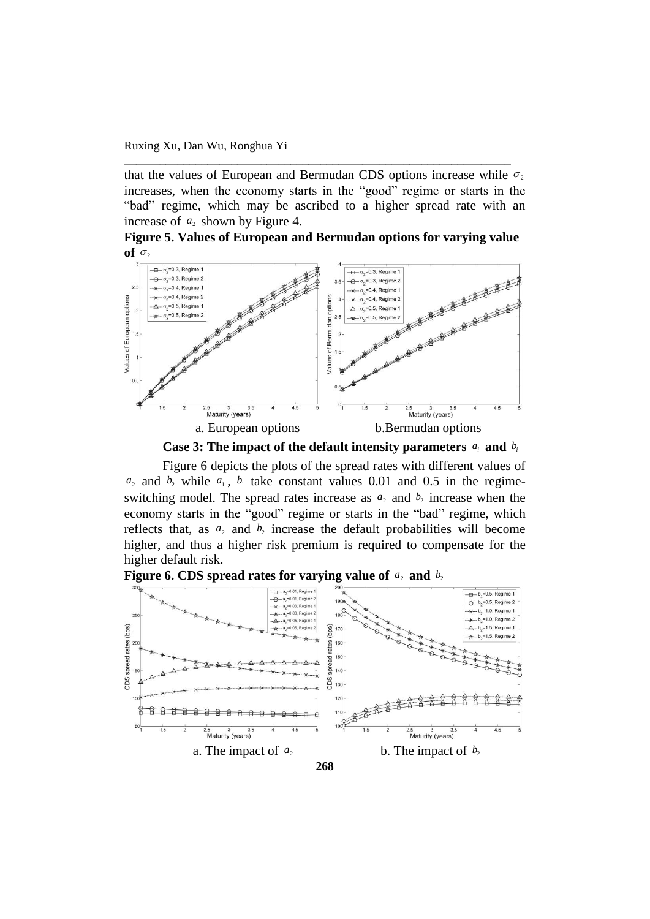that the values of European and Bermudan CDS options increase while $\sigma_2$ increases, when the economy starts in the "good" regime or starts in the "bad" regime, which may be ascribed to a higher spread rate with an increase of $a_2$ shown by Figure 4.

**Figure 5. Values of European and Bermudan options for varying value of $\sigma_2$**

a. European options b. Bermudan options

**Case 3: The impact of the default intensity parameters $a_i$ and $b_i$**

Figure 6 depicts the plots of the spread rates with different values of $a_2$ and $b_2$ while $a_1$, $b_1$ take constant values 0.01 and 0.5 in the regime-switching model. The spread rates increase as $a_2$ and $b_2$ increase when the economy starts in the "good" regime or starts in the "bad" regime, which reflects that, as $a_2$ and $b_2$ increase the default probabilities will become higher, and thus a higher risk premium is required to compensate for the higher default risk.

**Figure 6. CDS spread rates for varying value of $a_2$ and $b_2$**

a. The impact of $a_2$ b. The impact of $b_2$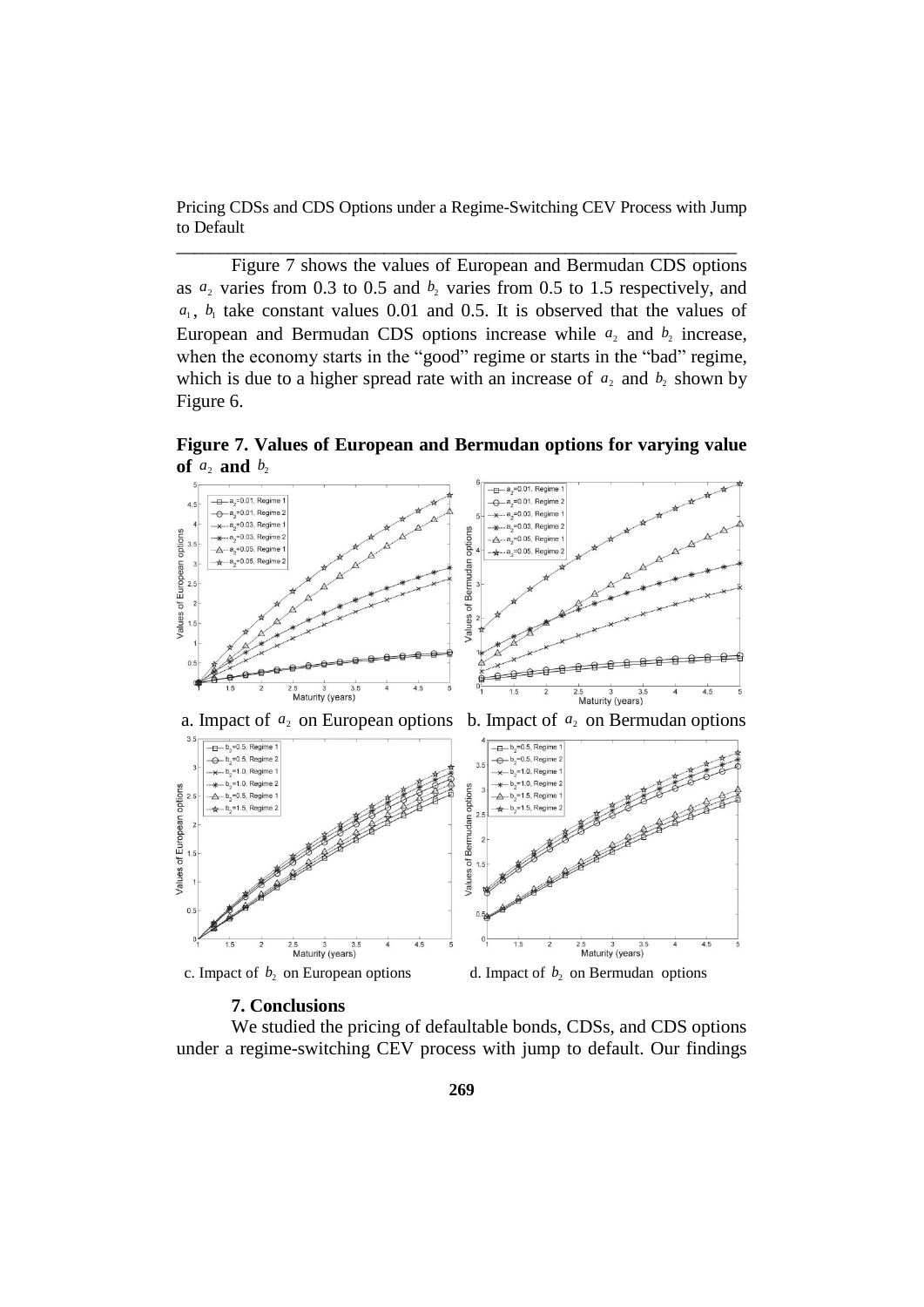Figure 7 shows the values of European and Bermudan CDS options as $a_2$ varies from 0.3 to 0.5 and $b_2$ varies from 0.5 to 1.5 respectively, and $a_1$, $b_1$ take constant values 0.01 and 0.5. It is observed that the values of European and Bermudan CDS options increase while $a_2$ and $b_2$ increase, when the economy starts in the "good" regime or starts in the "bad" regime, which is due to a higher spread rate with an increase of $a_2$ and $b_2$ shown by Figure 6.

**Figure 7. Values of European and Bermudan options for varying value of $a_2$ and $b_2$**

a. Impact of $a_2$ on European options b. Impact of $a_2$ on Bermudan options

c. Impact of $b_2$ on European options d. Impact of $b_2$ on Bermudan options

### 7. Conclusions

We studied the pricing of defaultable bonds, CDSs, and CDS options under a regime-switching CEV process with jump to default. Our findings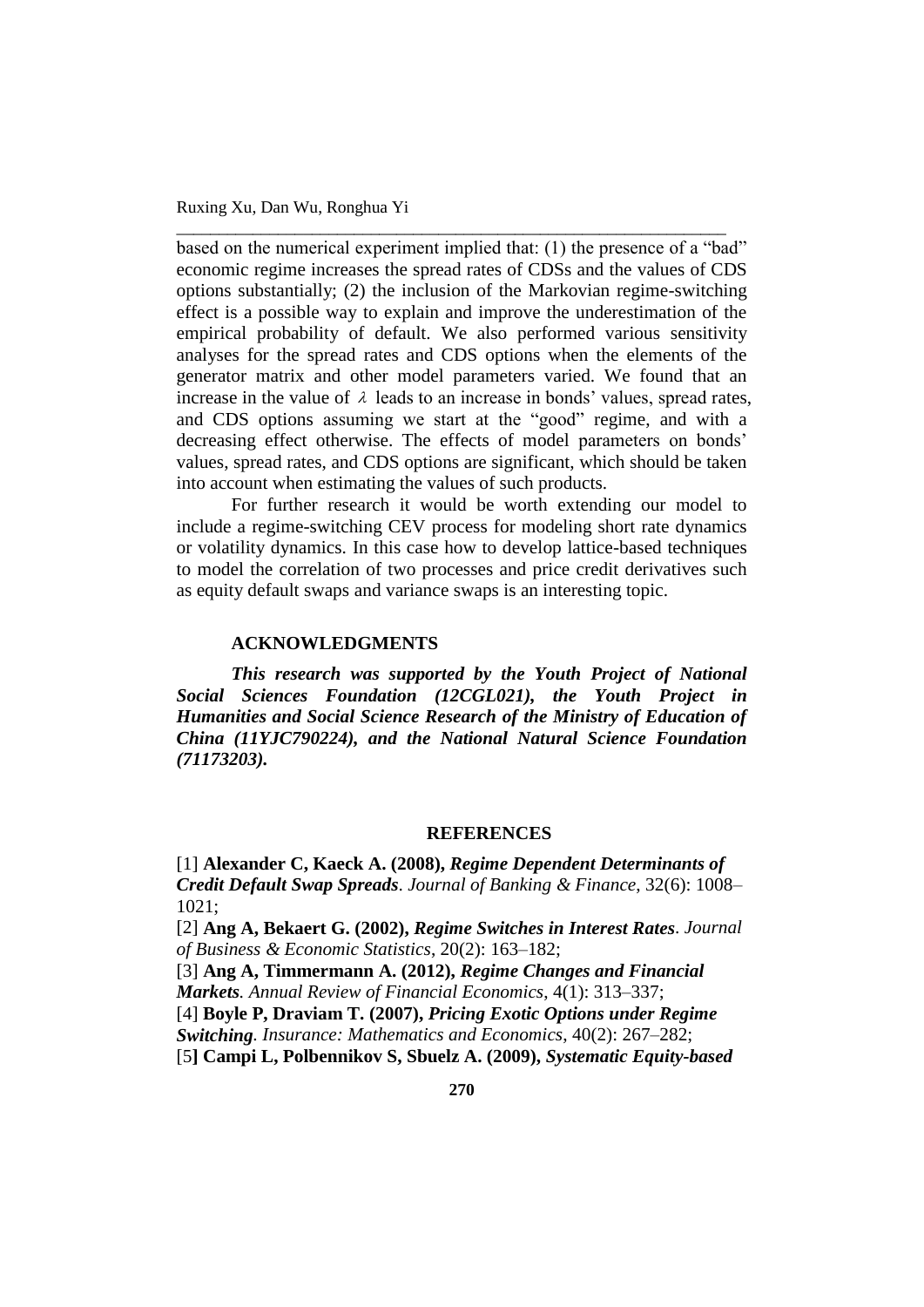based on the numerical experiment implied that: (1) the presence of a "bad" economic regime increases the spread rates of CDSs and the values of CDS options substantially; (2) the inclusion of the Markovian regime-switching effect is a possible way to explain and improve the underestimation of the empirical probability of default. We also performed various sensitivity analyses for the spread rates and CDS options when the elements of the generator matrix and other model parameters varied. We found that an increase in the value of $\lambda$ leads to an increase in bonds' values, spread rates, and CDS options assuming we start at the "good" regime, and with a decreasing effect otherwise. The effects of model parameters on bonds' values, spread rates, and CDS options are significant, which should be taken into account when estimating the values of such products.

For further research it would be worth extending our model to include a regime-switching CEV process for modeling short rate dynamics or volatility dynamics. In this case how to develop lattice-based techniques to model the correlation of two processes and price credit derivatives such as equity default swaps and variance swaps is an interesting topic.

## ACKNOWLEDGMENTS

***This research was supported by the Youth Project of National Social Sciences Foundation (12CGL021), the Youth Project in Humanities and Social Science Research of the Ministry of Education of China (11YJC790224), and the National Natural Science Foundation (71173203).***

## REFERENCES

[1] **Alexander C, Kaeck A. (2008), *Regime Dependent Determinants of Credit Default Swap Spreads*.** *Journal of Banking & Finance*, 32(6): 1008–1021;

[2] **Ang A, Bekaert G. (2002), *Regime Switches in Interest Rates*.** *Journal of Business & Economic Statistics*, 20(2): 163–182;

[3] **Ang A, Timmermann A. (2012), *Regime Changes and Financial Markets*.** *Annual Review of Financial Economics*, 4(1): 313–337;

[4] **Boyle P, Draviam T. (2007), *Pricing Exotic Options under Regime Switching*.** *Insurance: Mathematics and Economics*, 40(2): 267–282;

[5] **Campi L, Polbennikov S, Sbuelz A. (2009), *Systematic Equity-based***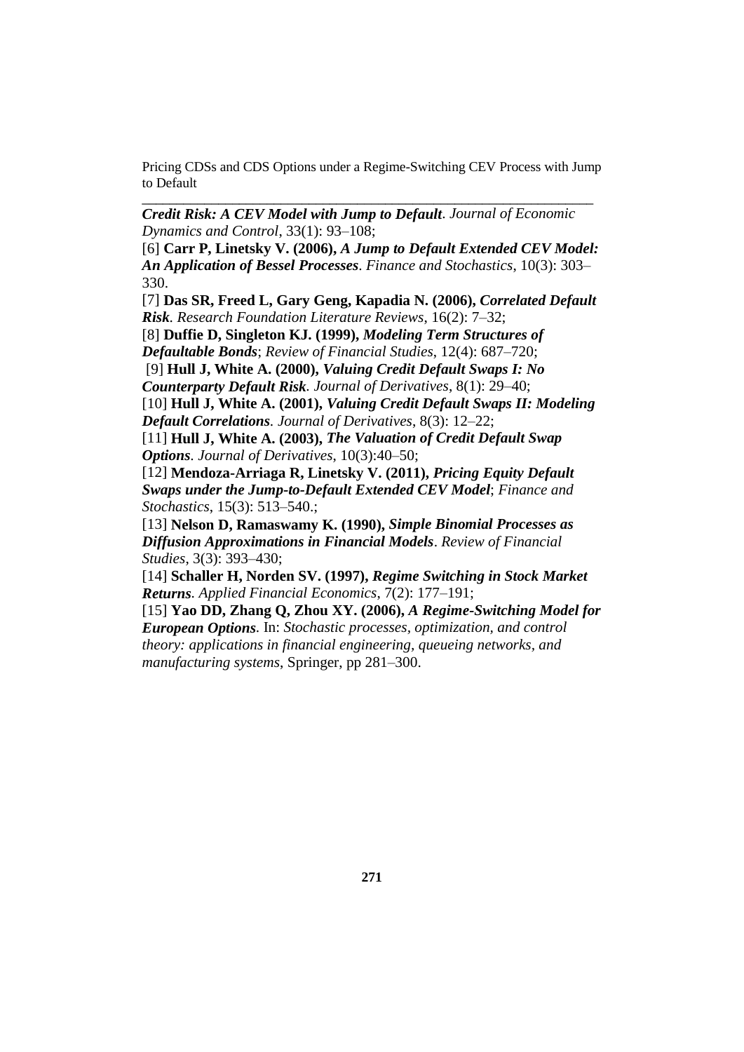***Credit Risk: A CEV Model with Jump to Default****. Journal of Economic Dynamics and Control*, 33(1): 93–108;

[6] **Carr P, Linetsky V. (2006),** ***A Jump to Default Extended CEV Model: An Application of Bessel Processes****. Finance and Stochastics*, 10(3): 303–330.

[7] **Das SR, Freed L, Gary Geng, Kapadia N. (2006),** ***Correlated Default Risk****. Research Foundation Literature Reviews*, 16(2): 7–32;

[8] **Duffie D, Singleton KJ. (1999),** ***Modeling Term Structures of Defaultable Bonds***; *Review of Financial Studies*, 12(4): 687–720;

[9] **Hull J, White A. (2000),** ***Valuing Credit Default Swaps I: No Counterparty Default Risk****. Journal of Derivatives*, 8(1): 29–40;

[10] **Hull J, White A. (2001),** ***Valuing Credit Default Swaps II: Modeling Default Correlations****. Journal of Derivatives*, 8(3): 12–22;

[11] **Hull J, White A. (2003),** ***The Valuation of Credit Default Swap Options****. Journal of Derivatives*, 10(3):40–50;

[12] **Mendoza-Arriaga R, Linetsky V. (2011),** ***Pricing Equity Default Swaps under the Jump-to-Default Extended CEV Model***; *Finance and Stochastics*, 15(3): 513–540.;

[13] **Nelson D, Ramaswamy K. (1990),** ***Simple Binomial Processes as Diffusion Approximations in Financial Models****. Review of Financial Studies*, 3(3): 393–430;

[14] **Schaller H, Norden SV. (1997),** ***Regime Switching in Stock Market Returns****. Applied Financial Economics*, 7(2): 177–191;

[15] **Yao DD, Zhang Q, Zhou XY. (2006),** ***A Regime-Switching Model for European Options****.* In: *Stochastic processes, optimization, and control theory: applications in financial engineering, queueing networks, and manufacturing systems*, Springer, pp 281–300.